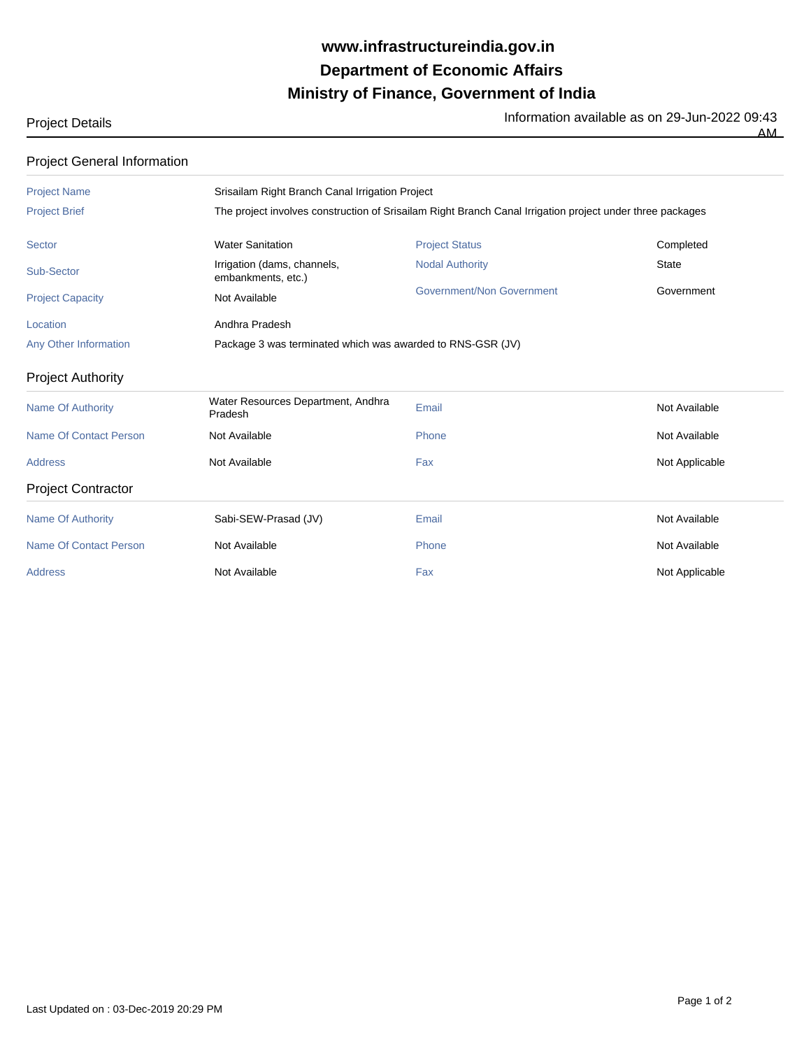**www.infrastructureindia.gov.in**

**Department of Economic Affairs**

**Ministry of Finance, Government of India**

Project Details

Information available as on 29-Jun-2022 09:43 AM

## Project General Information

| | | | |
|---|---|---|---|
| Project Name | Srisailam Right Branch Canal Irrigation Project | | |
| Project Brief | The project involves construction of Srisailam Right Branch Canal Irrigation project under three packages | | |
| Sector | Water Sanitation | Project Status | Completed |
| Sub-Sector | Irrigation (dams, channels, embankments, etc.) | Nodal Authority | State |
| Project Capacity | Not Available | Government/Non Government | Government |
| Location | Andhra Pradesh | | |
| Any Other Information | Package 3 was terminated which was awarded to RNS-GSR (JV) | | |

## Project Authority

| | | | |
|---|---|---|---|
| Name Of Authority | Water Resources Department, Andhra Pradesh | Email | Not Available |
| Name Of Contact Person | Not Available | Phone | Not Available |
| Address | Not Available | Fax | Not Applicable |

## Project Contractor

| | | | |
|---|---|---|---|
| Name Of Authority | Sabi-SEW-Prasad (JV) | Email | Not Available |
| Name Of Contact Person | Not Available | Phone | Not Available |
| Address | Not Available | Fax | Not Applicable |

Last Updated on : 03-Dec-2019 20:29 PM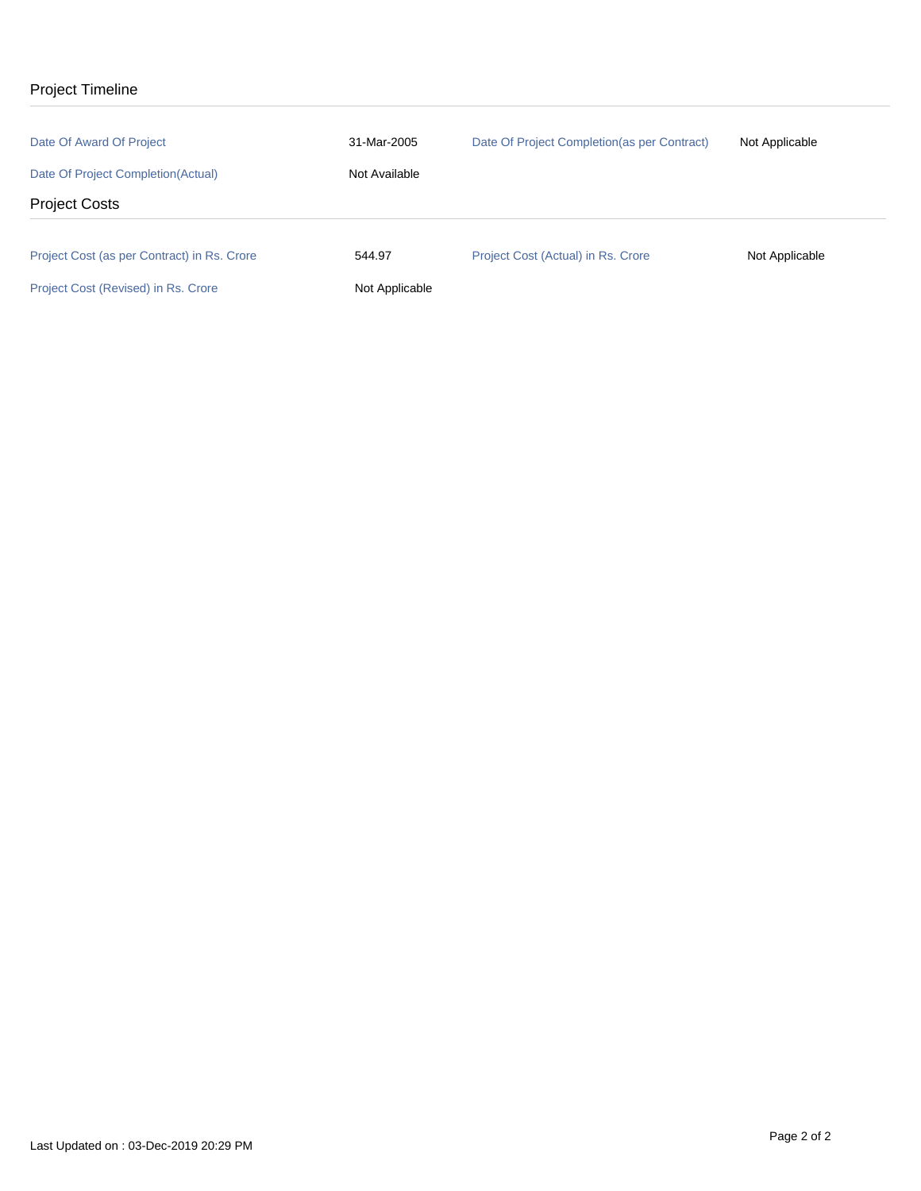## Project Timeline

| | | | |
|---|---|---|---|
| Date Of Award Of Project | 31-Mar-2005 | Date Of Project Completion(as per Contract) | Not Applicable |
| Date Of Project Completion(Actual) | Not Available | | |

## Project Costs

| | | | |
|---|---|---|---|
| Project Cost (as per Contract) in Rs. Crore | 544.97 | Project Cost (Actual) in Rs. Crore | Not Applicable |
| Project Cost (Revised) in Rs. Crore | Not Applicable | | |

Last Updated on : 03-Dec-2019 20:29 PM